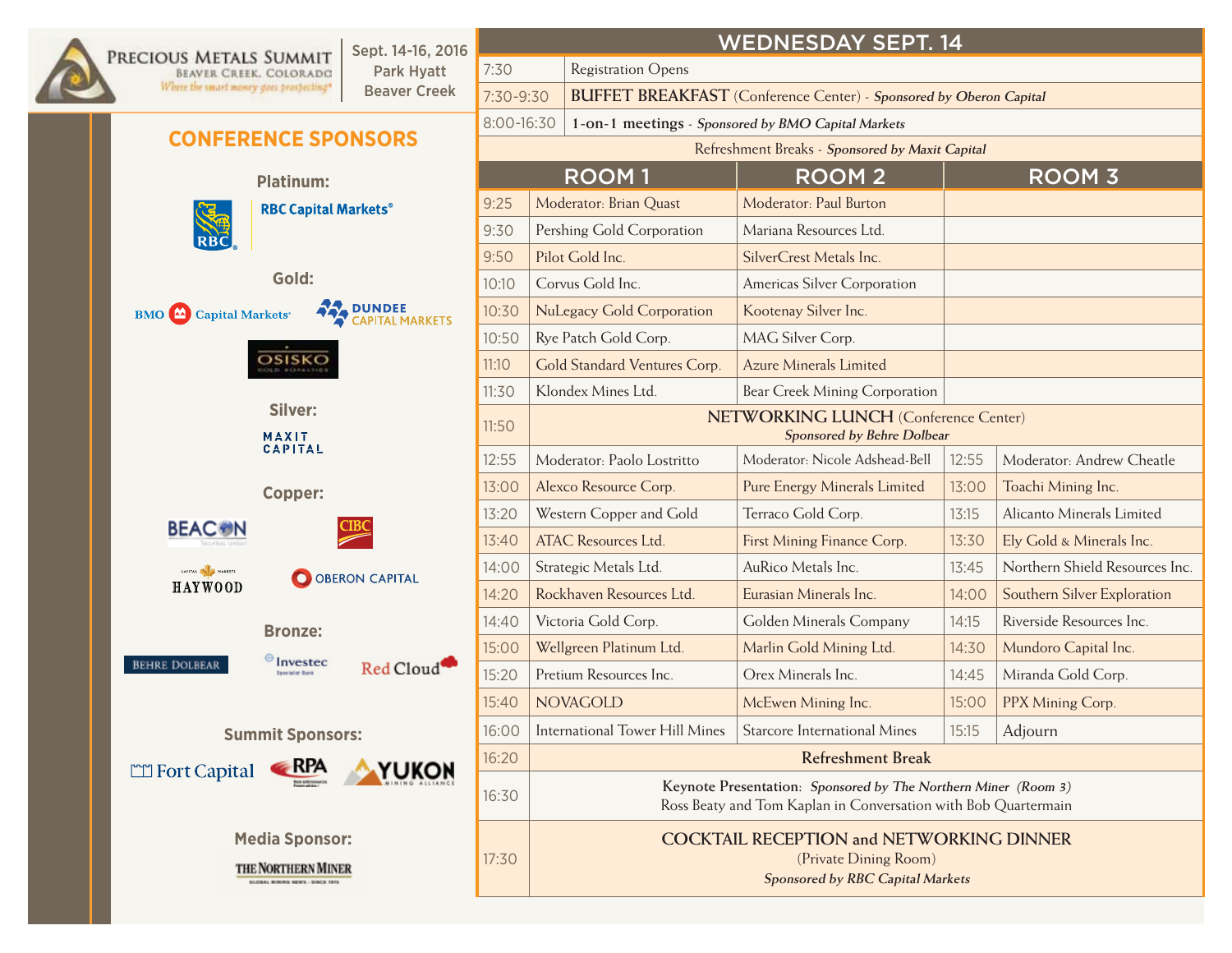# Precious Metals Summit

Beaver Creek, Colorado

*Where the smart money goes prospecting*

**Sept. 14-16, 2016**
**Park Hyatt**
**Beaver Creek**

## CONFERENCE SPONSORS

**Platinum:**

RBC Capital Markets®

**Gold:**

BMO Capital Markets

Dundee Capital Markets

Osisko Gold Royalties

**Silver:**

Maxit Capital

**Copper:**

Beacon Securities Limited

CIBC

Haywood Capital Markets

Oberon Capital

**Bronze:**

Behre Dolbear

Investec Specialist Bank

Red Cloud

**Summit Sponsors:**

Fort Capital

RPA

Yukon Mining Alliance

**Media Sponsor:**

The Northern Miner

## WEDNESDAY SEPT. 14

| | |
|---|---|
| 7:30 | Registration Opens |
| 7:30-9:30 | **BUFFET BREAKFAST** (Conference Center) - ***Sponsored by Oberon Capital*** |
| 8:00-16:30 | **1-on-1 meetings** - ***Sponsored by BMO Capital Markets*** |

Refreshment Breaks - ***Sponsored by Maxit Capital***

| Time | ROOM 1 | ROOM 2 | Time | ROOM 3 |
|---|---|---|---|---|
| 9:25 | Moderator: Brian Quast | Moderator: Paul Burton | | |
| 9:30 | Pershing Gold Corporation | Mariana Resources Ltd. | | |
| 9:50 | Pilot Gold Inc. | SilverCrest Metals Inc. | | |
| 10:10 | Corvus Gold Inc. | Americas Silver Corporation | | |
| 10:30 | NuLegacy Gold Corporation | Kootenay Silver Inc. | | |
| 10:50 | Rye Patch Gold Corp. | MAG Silver Corp. | | |
| 11:10 | Gold Standard Ventures Corp. | Azure Minerals Limited | | |
| 11:30 | Klondex Mines Ltd. | Bear Creek Mining Corporation | | |
| 11:50 | **NETWORKING LUNCH** (Conference Center) ***Sponsored by Behre Dolbear*** | | | |
| 12:55 | Moderator: Paolo Lostritto | Moderator: Nicole Adshead-Bell | 12:55 | Moderator: Andrew Cheatle |
| 13:00 | Alexco Resource Corp. | Pure Energy Minerals Limited | 13:00 | Toachi Mining Inc. |
| 13:20 | Western Copper and Gold | Terraco Gold Corp. | 13:15 | Alicanto Minerals Limited |
| 13:40 | ATAC Resources Ltd. | First Mining Finance Corp. | 13:30 | Ely Gold & Minerals Inc. |
| 14:00 | Strategic Metals Ltd. | AuRico Metals Inc. | 13:45 | Northern Shield Resources Inc. |
| 14:20 | Rockhaven Resources Ltd. | Eurasian Minerals Inc. | 14:00 | Southern Silver Exploration |
| 14:40 | Victoria Gold Corp. | Golden Minerals Company | 14:15 | Riverside Resources Inc. |
| 15:00 | Wellgreen Platinum Ltd. | Marlin Gold Mining Ltd. | 14:30 | Mundoro Capital Inc. |
| 15:20 | Pretium Resources Inc. | Orex Minerals Inc. | 14:45 | Miranda Gold Corp. |
| 15:40 | NOVAGOLD | McEwen Mining Inc. | 15:00 | PPX Mining Corp. |
| 16:00 | International Tower Hill Mines | Starcore International Mines | 15:15 | Adjourn |
| 16:20 | **Refreshment Break** | | | |
| 16:30 | **Keynote Presentation**: ***Sponsored by The Northern Miner (Room 3)*** Ross Beaty and Tom Kaplan in Conversation with Bob Quartermain | | | |
| 17:30 | **COCKTAIL RECEPTION and NETWORKING DINNER** (Private Dining Room) ***Sponsored by RBC Capital Markets*** | | | |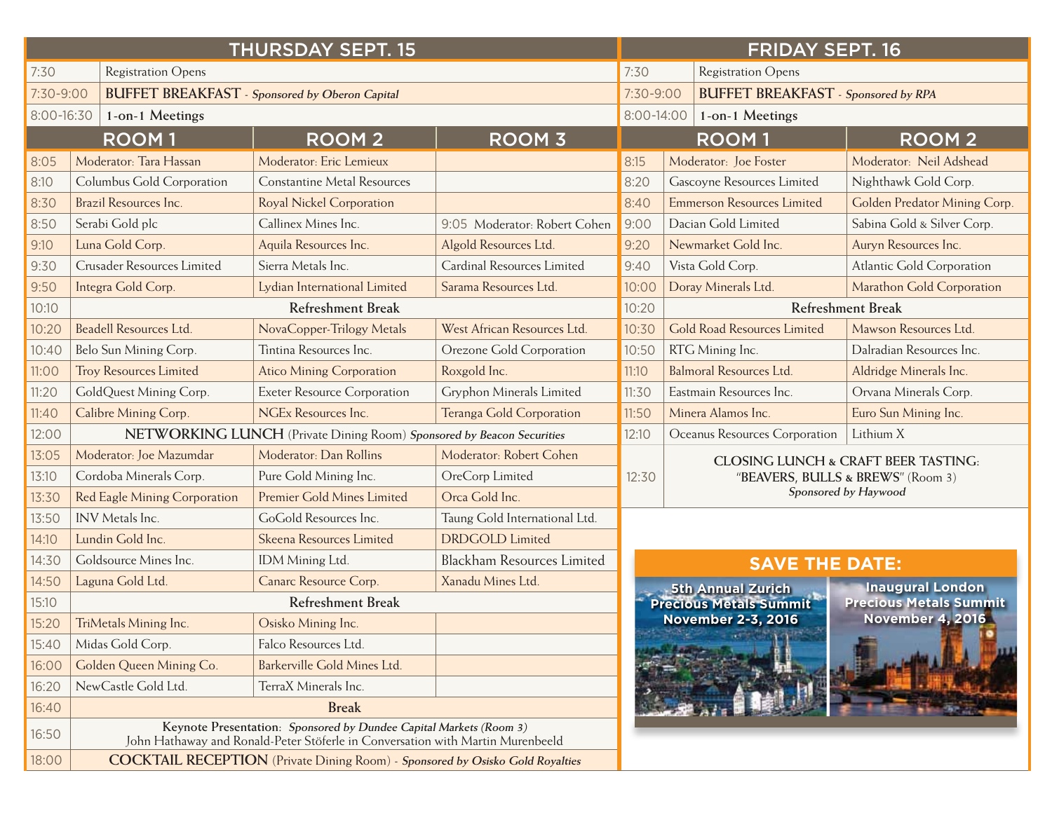## THURSDAY SEPT. 15

| | | | |
|---|---|---|---|
| 7:30 | Registration Opens | | |
| 7:30-9:00 | **BUFFET BREAKFAST** - ***Sponsored by Oberon Capital*** | | |
| 8:00-16:30 | **1-on-1 Meetings** | | |

| | ROOM 1 | ROOM 2 | ROOM 3 |
|---|---|---|---|
| 8:05 | Moderator: Tara Hassan | Moderator: Eric Lemieux | |
| 8:10 | Columbus Gold Corporation | Constantine Metal Resources | |
| 8:30 | Brazil Resources Inc. | Royal Nickel Corporation | |
| 8:50 | Serabi Gold plc | Callinex Mines Inc. | 9:05 Moderator: Robert Cohen |
| 9:10 | Luna Gold Corp. | Aquila Resources Inc. | Algold Resources Ltd. |
| 9:30 | Crusader Resources Limited | Sierra Metals Inc. | Cardinal Resources Limited |
| 9:50 | Integra Gold Corp. | Lydian International Limited | Sarama Resources Ltd. |
| 10:10 | **Refreshment Break** | | |
| 10:20 | Beadell Resources Ltd. | NovaCopper-Trilogy Metals | West African Resources Ltd. |
| 10:40 | Belo Sun Mining Corp. | Tintina Resources Inc. | Orezone Gold Corporation |
| 11:00 | Troy Resources Limited | Atico Mining Corporation | Roxgold Inc. |
| 11:20 | GoldQuest Mining Corp. | Exeter Resource Corporation | Gryphon Minerals Limited |
| 11:40 | Calibre Mining Corp. | NGEx Resources Inc. | Teranga Gold Corporation |
| 12:00 | **NETWORKING LUNCH** (Private Dining Room) ***Sponsored by Beacon Securities*** | | |
| 13:05 | Moderator: Joe Mazumdar | Moderator: Dan Rollins | Moderator: Robert Cohen |
| 13:10 | Cordoba Minerals Corp. | Pure Gold Mining Inc. | OreCorp Limited |
| 13:30 | Red Eagle Mining Corporation | Premier Gold Mines Limited | Orca Gold Inc. |
| 13:50 | INV Metals Inc. | GoGold Resources Inc. | Taung Gold International Ltd. |
| 14:10 | Lundin Gold Inc. | Skeena Resources Limited | DRDGOLD Limited |
| 14:30 | Goldsource Mines Inc. | IDM Mining Ltd. | Blackham Resources Limited |
| 14:50 | Laguna Gold Ltd. | Canarc Resource Corp. | Xanadu Mines Ltd. |
| 15:10 | **Refreshment Break** | | |
| 15:20 | TriMetals Mining Inc. | Osisko Mining Inc. | |
| 15:40 | Midas Gold Corp. | Falco Resources Ltd. | |
| 16:00 | Golden Queen Mining Co. | Barkerville Gold Mines Ltd. | |
| 16:20 | NewCastle Gold Ltd. | TerraX Minerals Inc. | |
| 16:40 | **Break** | | |
| 16:50 | **Keynote Presentation:** ***Sponsored by Dundee Capital Markets (Room 3)*** John Hathaway and Ronald-Peter Stöferle in Conversation with Martin Murenbeeld | | |
| 18:00 | **COCKTAIL RECEPTION** (Private Dining Room) - ***Sponsored by Osisko Gold Royalties*** | | |

## FRIDAY SEPT. 16

| | | |
|---|---|---|
| 7:30 | Registration Opens | |
| 7:30-9:00 | **BUFFET BREAKFAST** - ***Sponsored by RPA*** | |
| 8:00-14:00 | **1-on-1 Meetings** | |

| | ROOM 1 | ROOM 2 |
|---|---|---|
| 8:15 | Moderator: Joe Foster | Moderator: Neil Adshead |
| 8:20 | Gascoyne Resources Limited | Nighthawk Gold Corp. |
| 8:40 | Emmerson Resources Limited | Golden Predator Mining Corp. |
| 9:00 | Dacian Gold Limited | Sabina Gold & Silver Corp. |
| 9:20 | Newmarket Gold Inc. | Auryn Resources Inc. |
| 9:40 | Vista Gold Corp. | Atlantic Gold Corporation |
| 10:00 | Doray Minerals Ltd. | Marathon Gold Corporation |
| 10:20 | **Refreshment Break** | |
| 10:30 | Gold Road Resources Limited | Mawson Resources Ltd. |
| 10:50 | RTG Mining Inc. | Dalradian Resources Inc. |
| 11:10 | Balmoral Resources Ltd. | Aldridge Minerals Inc. |
| 11:30 | Eastmain Resources Inc. | Orvana Minerals Corp. |
| 11:50 | Minera Alamos Inc. | Euro Sun Mining Inc. |
| 12:10 | Oceanus Resources Corporation | Lithium X |
| 12:30 | **CLOSING LUNCH & CRAFT BEER TASTING: "BEAVERS, BULLS & BREWS"** (Room 3) ***Sponsored by Haywood*** | |

## SAVE THE DATE:

**5th Annual Zurich Precious Metals Summit**
**November 2-3, 2016**

**Inaugural London Precious Metals Summit**
**November 4, 2016**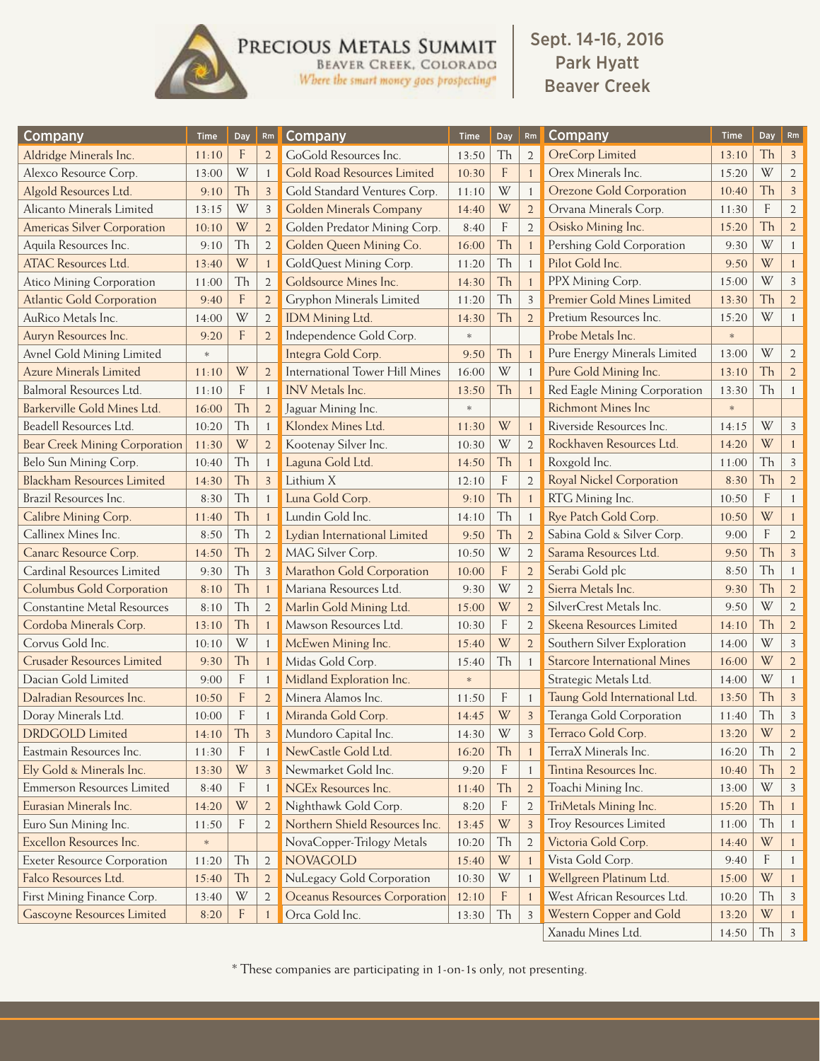# PRECIOUS METALS SUMMIT

BEAVER CREEK, COLORADO

*Where the smart money goes prospecting*®

**Sept. 14-16, 2016**
**Park Hyatt**
**Beaver Creek**

| Company | Time | Day | Rm |
|---|---|---|---|
| Aldridge Minerals Inc. | 11:10 | F | 2 |
| Alexco Resource Corp. | 13:00 | W | 1 |
| Algold Resources Ltd. | 9:10 | Th | 3 |
| Alicanto Minerals Limited | 13:15 | W | 3 |
| Americas Silver Corporation | 10:10 | W | 2 |
| Aquila Resources Inc. | 9:10 | Th | 2 |
| ATAC Resources Ltd. | 13:40 | W | 1 |
| Atico Mining Corporation | 11:00 | Th | 2 |
| Atlantic Gold Corporation | 9:40 | F | 2 |
| AuRico Metals Inc. | 14:00 | W | 2 |
| Auryn Resources Inc. | 9:20 | F | 2 |
| Avnel Gold Mining Limited | * | | |
| Azure Minerals Limited | 11:10 | W | 2 |
| Balmoral Resources Ltd. | 11:10 | F | 1 |
| Barkerville Gold Mines Ltd. | 16:00 | Th | 2 |
| Beadell Resources Ltd. | 10:20 | Th | 1 |
| Bear Creek Mining Corporation | 11:30 | W | 2 |
| Belo Sun Mining Corp. | 10:40 | Th | 1 |
| Blackham Resources Limited | 14:30 | Th | 3 |
| Brazil Resources Inc. | 8:30 | Th | 1 |
| Calibre Mining Corp. | 11:40 | Th | 1 |
| Callinex Mines Inc. | 8:50 | Th | 2 |
| Canarc Resource Corp. | 14:50 | Th | 2 |
| Cardinal Resources Limited | 9:30 | Th | 3 |
| Columbus Gold Corporation | 8:10 | Th | 1 |
| Constantine Metal Resources | 8:10 | Th | 2 |
| Cordoba Minerals Corp. | 13:10 | Th | 1 |
| Corvus Gold Inc. | 10:10 | W | 1 |
| Crusader Resources Limited | 9:30 | Th | 1 |
| Dacian Gold Limited | 9:00 | F | 1 |
| Dalradian Resources Inc. | 10:50 | F | 2 |
| Doray Minerals Ltd. | 10:00 | F | 1 |
| DRDGOLD Limited | 14:10 | Th | 3 |
| Eastmain Resources Inc. | 11:30 | F | 1 |
| Ely Gold & Minerals Inc. | 13:30 | W | 3 |
| Emmerson Resources Limited | 8:40 | F | 1 |
| Eurasian Minerals Inc. | 14:20 | W | 2 |
| Euro Sun Mining Inc. | 11:50 | F | 2 |
| Excellon Resources Inc. | * | | |
| Exeter Resource Corporation | 11:20 | Th | 2 |
| Falco Resources Ltd. | 15:40 | Th | 2 |
| First Mining Finance Corp. | 13:40 | W | 2 |
| Gascoyne Resources Limited | 8:20 | F | 1 |
| GoGold Resources Inc. | 13:50 | Th | 2 |
| Gold Road Resources Limited | 10:30 | F | 1 |
| Gold Standard Ventures Corp. | 11:10 | W | 1 |
| Golden Minerals Company | 14:40 | W | 2 |
| Golden Predator Mining Corp. | 8:40 | F | 2 |
| Golden Queen Mining Co. | 16:00 | Th | 1 |
| GoldQuest Mining Corp. | 11:20 | Th | 1 |
| Goldsource Mines Inc. | 14:30 | Th | 1 |
| Gryphon Minerals Limited | 11:20 | Th | 3 |
| IDM Mining Ltd. | 14:30 | Th | 2 |
| Independence Gold Corp. | * | | |
| Integra Gold Corp. | 9:50 | Th | 1 |
| International Tower Hill Mines | 16:00 | W | 1 |
| INV Metals Inc. | 13:50 | Th | 1 |
| Jaguar Mining Inc. | * | | |
| Klondex Mines Ltd. | 11:30 | W | 1 |
| Kootenay Silver Inc. | 10:30 | W | 2 |
| Laguna Gold Ltd. | 14:50 | Th | 1 |
| Lithium X | 12:10 | F | 2 |
| Luna Gold Corp. | 9:10 | Th | 1 |
| Lundin Gold Inc. | 14:10 | Th | 1 |
| Lydian International Limited | 9:50 | Th | 2 |
| MAG Silver Corp. | 10:50 | W | 2 |
| Marathon Gold Corporation | 10:00 | F | 2 |
| Mariana Resources Ltd. | 9:30 | W | 2 |
| Marlin Gold Mining Ltd. | 15:00 | W | 2 |
| Mawson Resources Ltd. | 10:30 | F | 2 |
| McEwen Mining Inc. | 15:40 | W | 2 |
| Midas Gold Corp. | 15:40 | Th | 1 |
| Midland Exploration Inc. | * | | |
| Minera Alamos Inc. | 11:50 | F | 1 |
| Miranda Gold Corp. | 14:45 | W | 3 |
| Mundoro Capital Inc. | 14:30 | W | 3 |
| NewCastle Gold Ltd. | 16:20 | Th | 1 |
| Newmarket Gold Inc. | 9:20 | F | 1 |
| NGEx Resources Inc. | 11:40 | Th | 2 |
| Nighthawk Gold Corp. | 8:20 | F | 2 |
| Northern Shield Resources Inc. | 13:45 | W | 3 |
| NovaCopper-Trilogy Metals | 10:20 | Th | 2 |
| NOVAGOLD | 15:40 | W | 1 |
| NuLegacy Gold Corporation | 10:30 | W | 1 |
| Oceanus Resources Corporation | 12:10 | F | 1 |
| Orca Gold Inc. | 13:30 | Th | 3 |
| OreCorp Limited | 13:10 | Th | 3 |
| Orex Minerals Inc. | 15:20 | W | 2 |
| Orezone Gold Corporation | 10:40 | Th | 3 |
| Orvana Minerals Corp. | 11:30 | F | 2 |
| Osisko Mining Inc. | 15:20 | Th | 2 |
| Pershing Gold Corporation | 9:30 | W | 1 |
| Pilot Gold Inc. | 9:50 | W | 1 |
| PPX Mining Corp. | 15:00 | W | 3 |
| Premier Gold Mines Limited | 13:30 | Th | 2 |
| Pretium Resources Inc. | 15:20 | W | 1 |
| Probe Metals Inc. | * | | |
| Pure Energy Minerals Limited | 13:00 | W | 2 |
| Pure Gold Mining Inc. | 13:10 | Th | 2 |
| Red Eagle Mining Corporation | 13:30 | Th | 1 |
| Richmont Mines Inc | * | | |
| Riverside Resources Inc. | 14:15 | W | 3 |
| Rockhaven Resources Ltd. | 14:20 | W | 1 |
| Roxgold Inc. | 11:00 | Th | 3 |
| Royal Nickel Corporation | 8:30 | Th | 2 |
| RTG Mining Inc. | 10:50 | F | 1 |
| Rye Patch Gold Corp. | 10:50 | W | 1 |
| Sabina Gold & Silver Corp. | 9:00 | F | 2 |
| Sarama Resources Ltd. | 9:50 | Th | 3 |
| Serabi Gold plc | 8:50 | Th | 1 |
| Sierra Metals Inc. | 9:30 | Th | 2 |
| SilverCrest Metals Inc. | 9:50 | W | 2 |
| Skeena Resources Limited | 14:10 | Th | 2 |
| Southern Silver Exploration | 14:00 | W | 3 |
| Starcore International Mines | 16:00 | W | 2 |
| Strategic Metals Ltd. | 14:00 | W | 1 |
| Taung Gold International Ltd. | 13:50 | Th | 3 |
| Teranga Gold Corporation | 11:40 | Th | 3 |
| Terraco Gold Corp. | 13:20 | W | 2 |
| TerraX Minerals Inc. | 16:20 | Th | 2 |
| Tintina Resources Inc. | 10:40 | Th | 2 |
| Toachi Mining Inc. | 13:00 | W | 3 |
| TriMetals Mining Inc. | 15:20 | Th | 1 |
| Troy Resources Limited | 11:00 | Th | 1 |
| Victoria Gold Corp. | 14:40 | W | 1 |
| Vista Gold Corp. | 9:40 | F | 1 |
| Wellgreen Platinum Ltd. | 15:00 | W | 1 |
| West African Resources Ltd. | 10:20 | Th | 3 |
| Western Copper and Gold | 13:20 | W | 1 |
| Xanadu Mines Ltd. | 14:50 | Th | 3 |

\* These companies are participating in 1-on-1s only, not presenting.